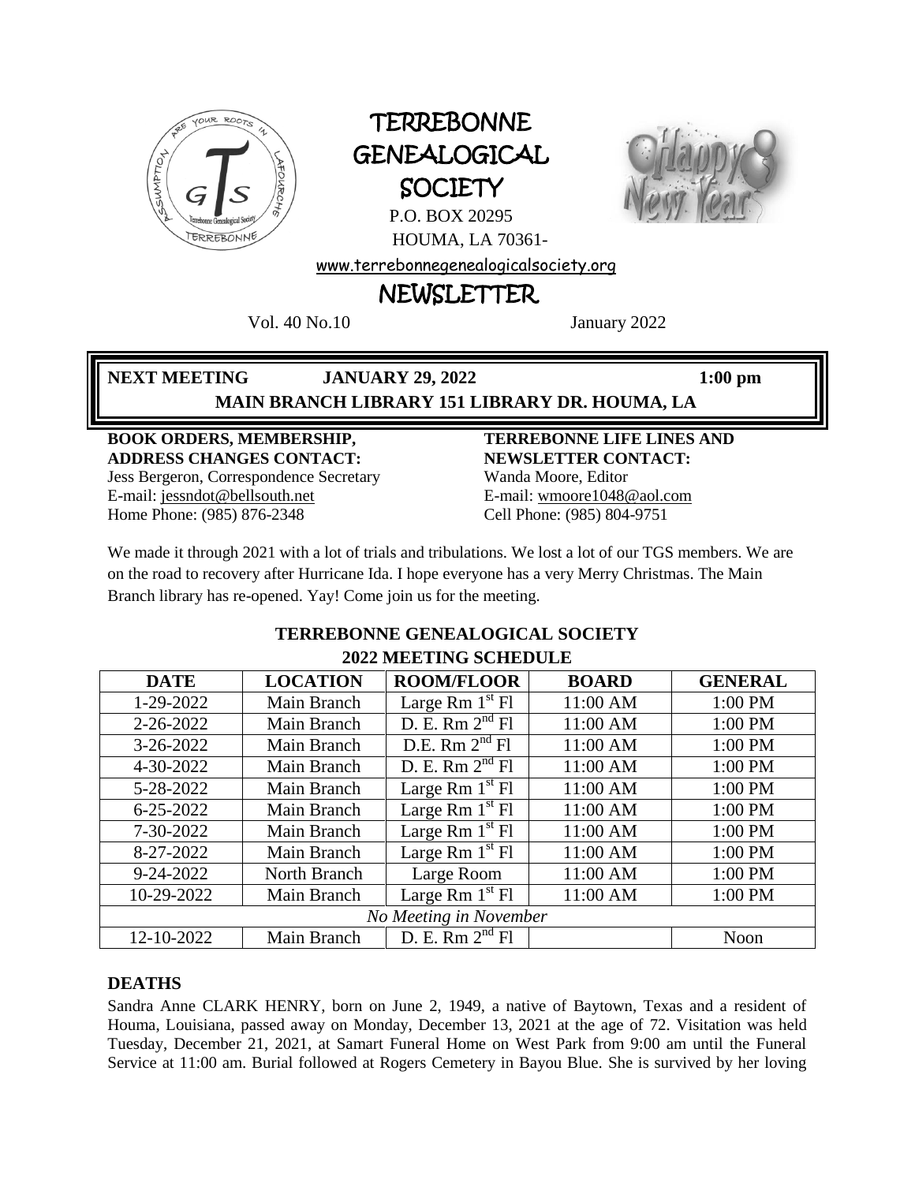# TERREBONNE GENEALOGICAL SOCIETY

P.O. BOX 20295
HOUMA, LA 70361-

www.terrebonnegenealogicalsociety.org

## NEWSLETTER

Vol. 40 No.10 January 2022

**NEXT MEETING JANUARY 29, 2022 1:00 pm**
**MAIN BRANCH LIBRARY 151 LIBRARY DR. HOUMA, LA**

**BOOK ORDERS, MEMBERSHIP, ADDRESS CHANGES CONTACT:**
Jess Bergeron, Correspondence Secretary
E-mail: jessndot@bellsouth.net
Home Phone: (985) 876-2348

**TERREBONNE LIFE LINES AND NEWSLETTER CONTACT:**
Wanda Moore, Editor
E-mail: wmoore1048@aol.com
Cell Phone: (985) 804-9751

We made it through 2021 with a lot of trials and tribulations. We lost a lot of our TGS members. We are on the road to recovery after Hurricane Ida. I hope everyone has a very Merry Christmas. The Main Branch library has re-opened. Yay! Come join us for the meeting.

**TERREBONNE GENEALOGICAL SOCIETY**
**2022 MEETING SCHEDULE**

| DATE | LOCATION | ROOM/FLOOR | BOARD | GENERAL |
|---|---|---|---|---|
| 1-29-2022 | Main Branch | Large Rm 1st Fl | 11:00 AM | 1:00 PM |
| 2-26-2022 | Main Branch | D. E. Rm 2nd Fl | 11:00 AM | 1:00 PM |
| 3-26-2022 | Main Branch | D.E. Rm 2nd Fl | 11:00 AM | 1:00 PM |
| 4-30-2022 | Main Branch | D. E. Rm 2nd Fl | 11:00 AM | 1:00 PM |
| 5-28-2022 | Main Branch | Large Rm 1st Fl | 11:00 AM | 1:00 PM |
| 6-25-2022 | Main Branch | Large Rm 1st Fl | 11:00 AM | 1:00 PM |
| 7-30-2022 | Main Branch | Large Rm 1st Fl | 11:00 AM | 1:00 PM |
| 8-27-2022 | Main Branch | Large Rm 1st Fl | 11:00 AM | 1:00 PM |
| 9-24-2022 | North Branch | Large Room | 11:00 AM | 1:00 PM |
| 10-29-2022 | Main Branch | Large Rm 1st Fl | 11:00 AM | 1:00 PM |
| *No Meeting in November* | | | | |
| 12-10-2022 | Main Branch | D. E. Rm 2nd Fl | | Noon |

### DEATHS

Sandra Anne CLARK HENRY, born on June 2, 1949, a native of Baytown, Texas and a resident of Houma, Louisiana, passed away on Monday, December 13, 2021 at the age of 72. Visitation was held Tuesday, December 21, 2021, at Samart Funeral Home on West Park from 9:00 am until the Funeral Service at 11:00 am. Burial followed at Rogers Cemetery in Bayou Blue. She is survived by her loving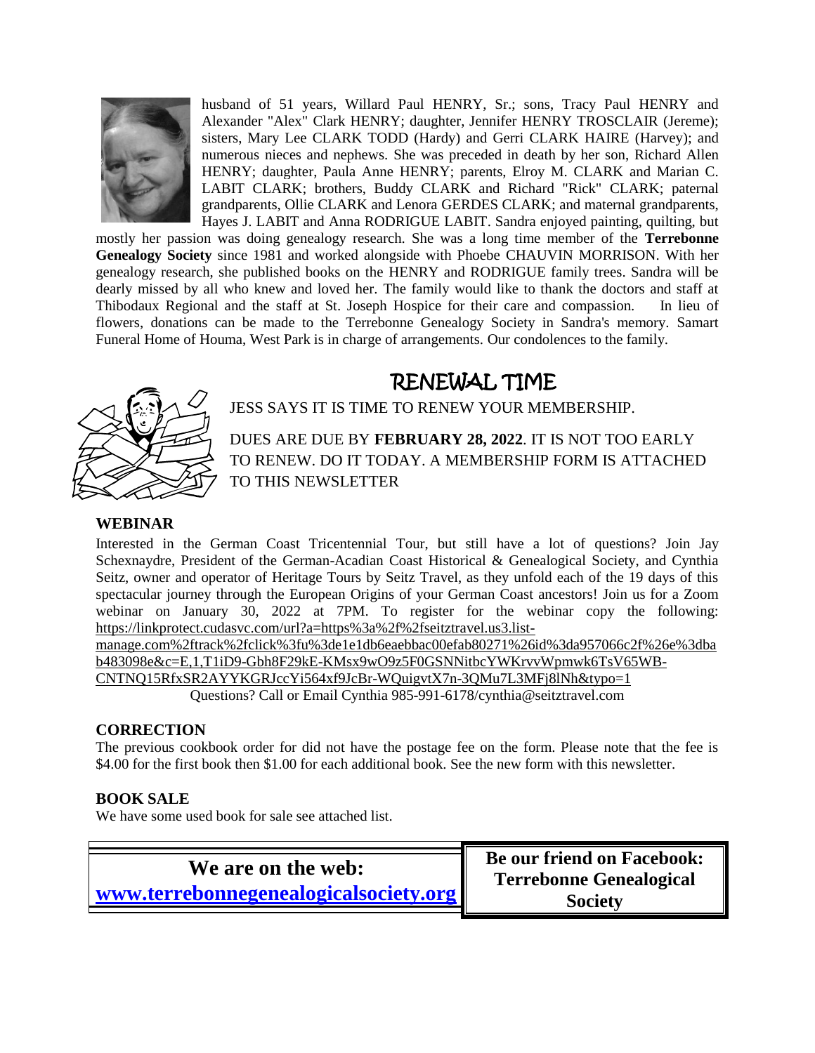husband of 51 years, Willard Paul HENRY, Sr.; sons, Tracy Paul HENRY and Alexander "Alex" Clark HENRY; daughter, Jennifer HENRY TROSCLAIR (Jereme); sisters, Mary Lee CLARK TODD (Hardy) and Gerri CLARK HAIRE (Harvey); and numerous nieces and nephews. She was preceded in death by her son, Richard Allen HENRY; daughter, Paula Anne HENRY; parents, Elroy M. CLARK and Marian C. LABIT CLARK; brothers, Buddy CLARK and Richard "Rick" CLARK; paternal grandparents, Ollie CLARK and Lenora GERDES CLARK; and maternal grandparents, Hayes J. LABIT and Anna RODRIGUE LABIT. Sandra enjoyed painting, quilting, but mostly her passion was doing genealogy research. She was a long time member of the **Terrebonne Genealogy Society** since 1981 and worked alongside with Phoebe CHAUVIN MORRISON. With her genealogy research, she published books on the HENRY and RODRIGUE family trees. Sandra will be dearly missed by all who knew and loved her. The family would like to thank the doctors and staff at Thibodaux Regional and the staff at St. Joseph Hospice for their care and compassion. In lieu of flowers, donations can be made to the Terrebonne Genealogy Society in Sandra's memory. Samart Funeral Home of Houma, West Park is in charge of arrangements. Our condolences to the family.

## RENEWAL TIME

JESS SAYS IT IS TIME TO RENEW YOUR MEMBERSHIP.

DUES ARE DUE BY **FEBRUARY 28, 2022**. IT IS NOT TOO EARLY TO RENEW. DO IT TODAY. A MEMBERSHIP FORM IS ATTACHED TO THIS NEWSLETTER

### WEBINAR

Interested in the German Coast Tricentennial Tour, but still have a lot of questions? Join Jay Schexnaydre, President of the German-Acadian Coast Historical & Genealogical Society, and Cynthia Seitz, owner and operator of Heritage Tours by Seitz Travel, as they unfold each of the 19 days of this spectacular journey through the European Origins of your German Coast ancestors! Join us for a Zoom webinar on January 30, 2022 at 7PM. To register for the webinar copy the following: https://linkprotect.cudasvc.com/url?a=https%3a%2f%2fseitztravel.us3.list-manage.com%2ftrack%2fclick%3fu%3de1e1db6eaebbac00efab80271%26id%3da957066c2f%26e%3dbab483098e&c=E,1,T1iD9-Gbh8F29kE-KMsx9wO9z5F0GSNNitbcYWKrvvWpmwk6TsV65WB-CNTNQ15RfxSR2AYYKGRJccYi564xf9JcBr-WQuigvtX7n-3QMu7L3MFj8lNh&typo=1

Questions? Call or Email Cynthia 985-991-6178/cynthia@seitztravel.com

### CORRECTION

The previous cookbook order for did not have the postage fee on the form. Please note that the fee is $4.00 for the first book then $1.00 for each additional book. See the new form with this newsletter.

### BOOK SALE

We have some used book for sale see attached list.

**We are on the web:**
**www.terrebonnegenealogicalsociety.org**

**Be our friend on Facebook: Terrebonne Genealogical Society**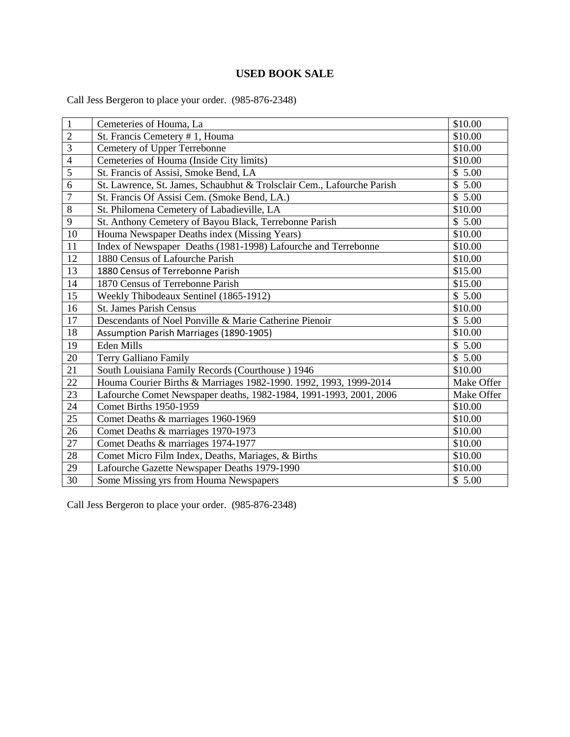## USED BOOK SALE

Call Jess Bergeron to place your order. (985-876-2348)

| | | |
|---|---|---|
| 1 | Cemeteries of Houma, La | $10.00 |
| 2 | St. Francis Cemetery # 1, Houma | $10.00 |
| 3 | Cemetery of Upper Terrebonne | $10.00 |
| 4 | Cemeteries of Houma (Inside City limits) | $10.00 |
| 5 | St. Francis of Assisi, Smoke Bend, LA | $ 5.00 |
| 6 | St. Lawrence, St. James, Schaubhut & Trolsclair Cem., Lafourche Parish | $ 5.00 |
| 7 | St. Francis Of Assisi Cem. (Smoke Bend, LA.) | $ 5.00 |
| 8 | St. Philomena Cemetery of Labadieville, LA | $10.00 |
| 9 | St. Anthony Cemetery of Bayou Black, Terrebonne Parish | $ 5.00 |
| 10 | Houma Newspaper Deaths index (Missing Years) | $10.00 |
| 11 | Index of Newspaper Deaths (1981-1998) Lafourche and Terrebonne | $10.00 |
| 12 | 1880 Census of Lafourche Parish | $10.00 |
| 13 | 1880 Census of Terrebonne Parish | $15.00 |
| 14 | 1870 Census of Terrebonne Parish | $15.00 |
| 15 | Weekly Thibodeaux Sentinel (1865-1912) | $ 5.00 |
| 16 | St. James Parish Census | $10.00 |
| 17 | Descendants of Noel Ponville & Marie Catherine Pienoir | $ 5.00 |
| 18 | Assumption Parish Marriages (1890-1905) | $10.00 |
| 19 | Eden Mills | $ 5.00 |
| 20 | Terry Galliano Family | $ 5.00 |
| 21 | South Louisiana Family Records (Courthouse ) 1946 | $10.00 |
| 22 | Houma Courier Births & Marriages 1982-1990. 1992, 1993, 1999-2014 | Make Offer |
| 23 | Lafourche Comet Newspaper deaths, 1982-1984, 1991-1993, 2001, 2006 | Make Offer |
| 24 | Comet Births 1950-1959 | $10.00 |
| 25 | Comet Deaths & marriages 1960-1969 | $10.00 |
| 26 | Comet Deaths & marriages 1970-1973 | $10.00 |
| 27 | Comet Deaths & marriages 1974-1977 | $10.00 |
| 28 | Comet Micro Film Index, Deaths, Mariages, & Births | $10.00 |
| 29 | Lafourche Gazette Newspaper Deaths 1979-1990 | $10.00 |
| 30 | Some Missing yrs from Houma Newspapers | $ 5.00 |

Call Jess Bergeron to place your order. (985-876-2348)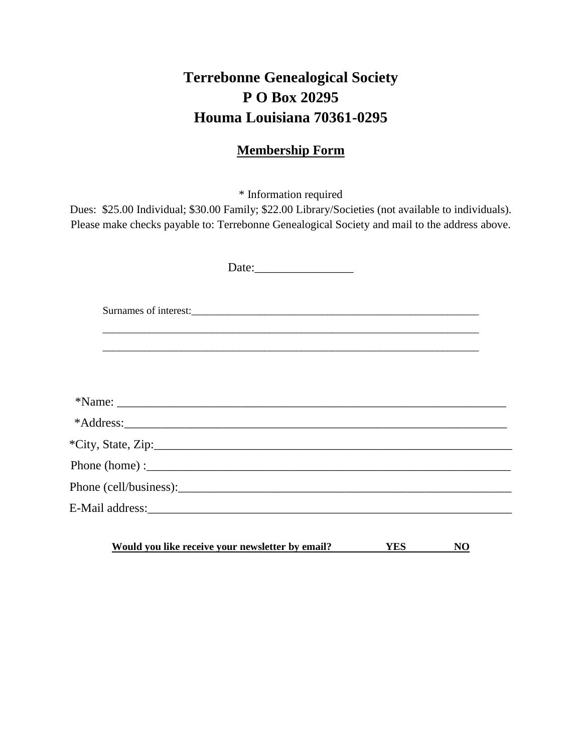# Terrebonne Genealogical Society
# P O Box 20295
# Houma Louisiana 70361-0295

## Membership Form

* Information required

Dues: $25.00 Individual; $30.00 Family; $22.00 Library/Societies (not available to individuals).
Please make checks payable to: Terrebonne Genealogical Society and mail to the address above.

Date:________________

Surnames of interest:___________________________________________________________

___________________________________________________________________________

___________________________________________________________________________

*Name: ________________________________________________________________

*Address:_______________________________________________________________

*City, State, Zip:_________________________________________________________

Phone (home) :__________________________________________________________

Phone (cell/business):____________________________________________________

E-Mail address:_________________________________________________________

**Would you like receive your newsletter by email? YES NO**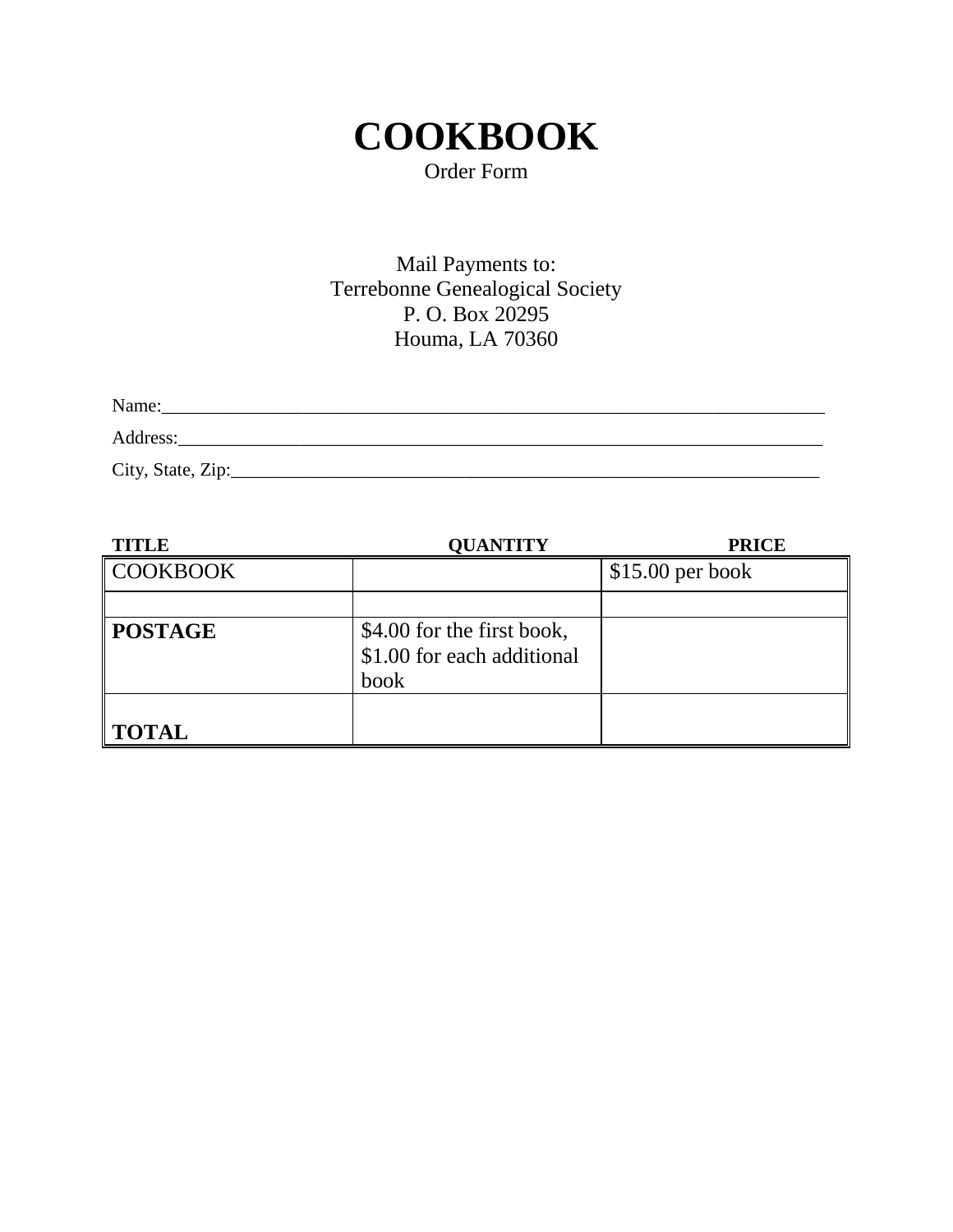# COOKBOOK

Order Form

Mail Payments to:
Terrebonne Genealogical Society
P. O. Box 20295
Houma, LA 70360

Name:___________________________________________________________________________

Address:_________________________________________________________________________

City, State, Zip:____________________________________________________________________

| TITLE | QUANTITY | PRICE |
|---|---|---|
| COOKBOOK | | $15.00 per book |
| | | |
| **POSTAGE** | $4.00 for the first book, $1.00 for each additional book | |
| **TOTAL** | | |